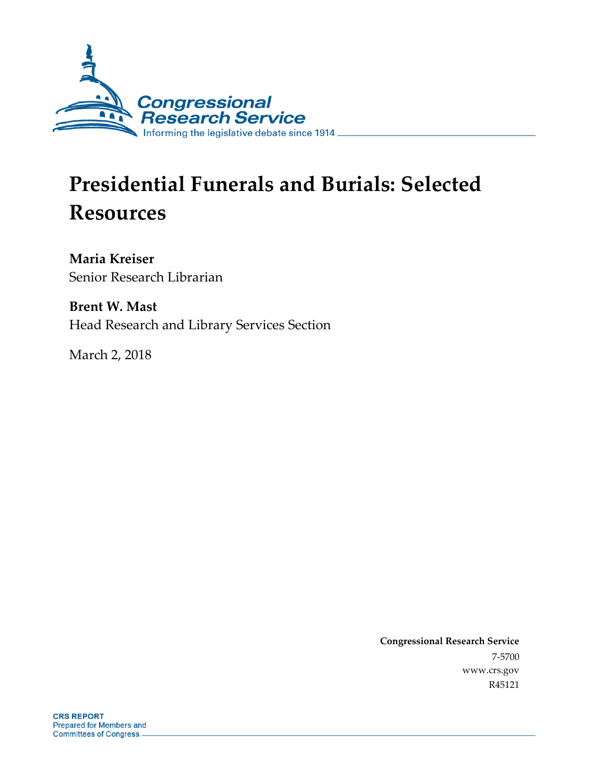# Presidential Funerals and Burials: Selected Resources

**Maria Kreiser**
Senior Research Librarian

**Brent W. Mast**
Head Research and Library Services Section

March 2, 2018

**Congressional Research Service**
7-5700
www.crs.gov
R45121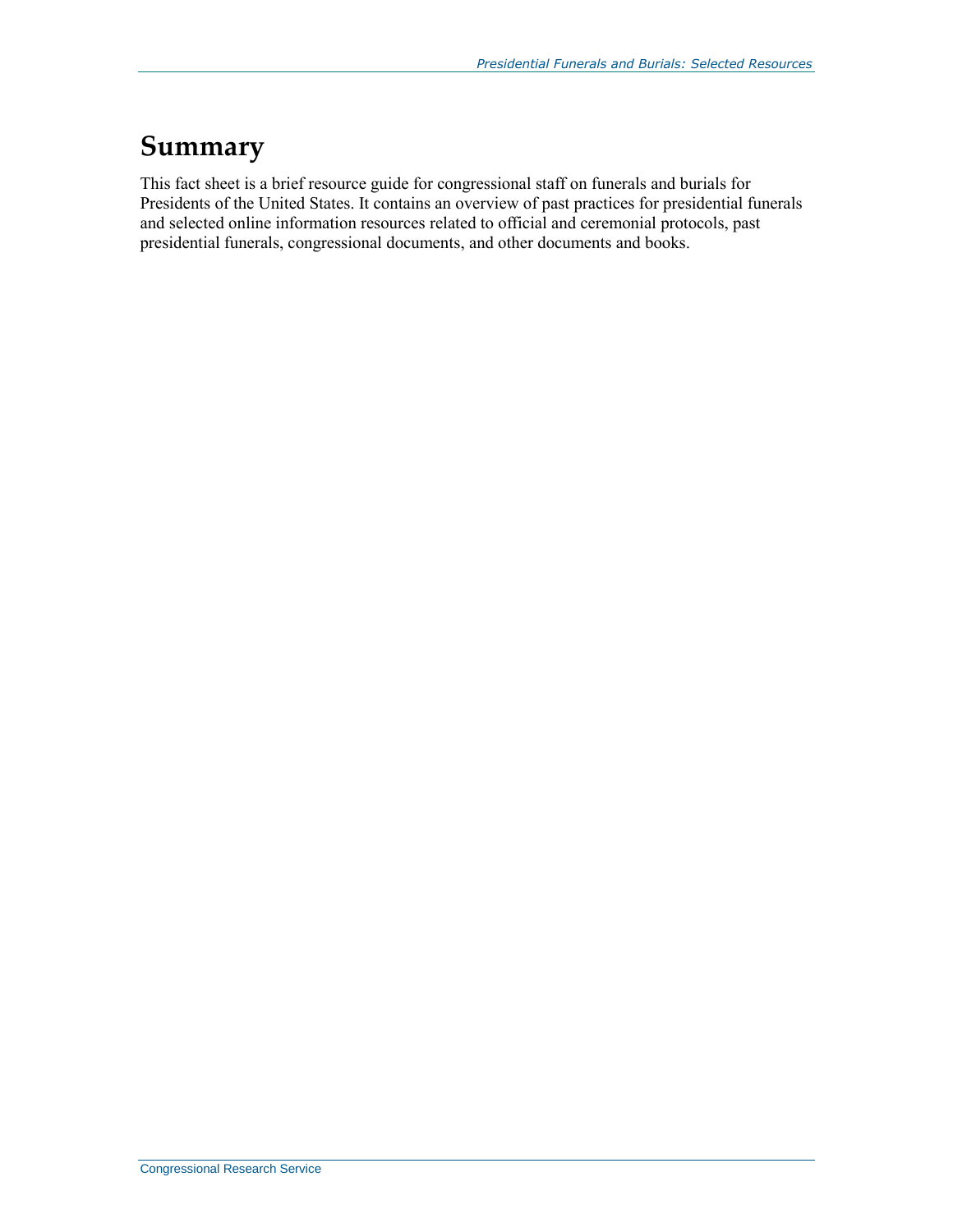## Summary

This fact sheet is a brief resource guide for congressional staff on funerals and burials for Presidents of the United States. It contains an overview of past practices for presidential funerals and selected online information resources related to official and ceremonial protocols, past presidential funerals, congressional documents, and other documents and books.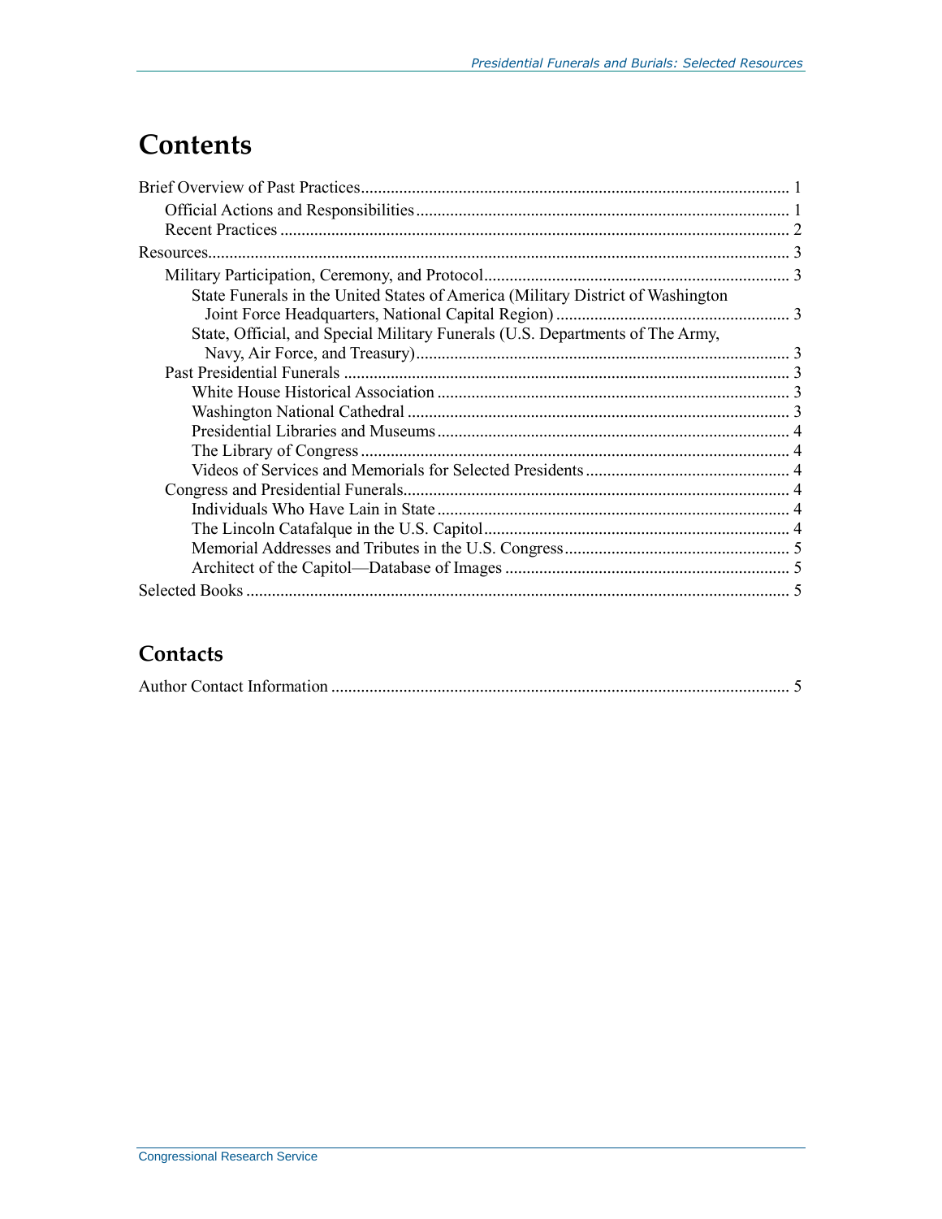# Contents

Brief Overview of Past Practices .................................................................................................... 1

- Official Actions and Responsibilities ....................................................................................... 1
- Recent Practices ....................................................................................................................... 2

Resources ........................................................................................................................................ 3

- Military Participation, Ceremony, and Protocol ....................................................................... 3
  - State Funerals in the United States of America (Military District of Washington Joint Force Headquarters, National Capital Region) ....................................................... 3
  - State, Official, and Special Military Funerals (U.S. Departments of The Army, Navy, Air Force, and Treasury) ....................................................................................... 3
- Past Presidential Funerals ........................................................................................................ 3
  - White House Historical Association .................................................................................. 3
  - Washington National Cathedral ......................................................................................... 3
  - Presidential Libraries and Museums .................................................................................. 4
  - The Library of Congress .................................................................................................... 4
  - Videos of Services and Memorials for Selected Presidents ................................................ 4
- Congress and Presidential Funerals .......................................................................................... 4
  - Individuals Who Have Lain in State .................................................................................. 4
  - The Lincoln Catafalque in the U.S. Capitol ....................................................................... 4
  - Memorial Addresses and Tributes in the U.S. Congress .................................................... 5
  - Architect of the Capitol—Database of Images .................................................................. 5

Selected Books ............................................................................................................................... 5

## Contacts

Author Contact Information ........................................................................................................... 5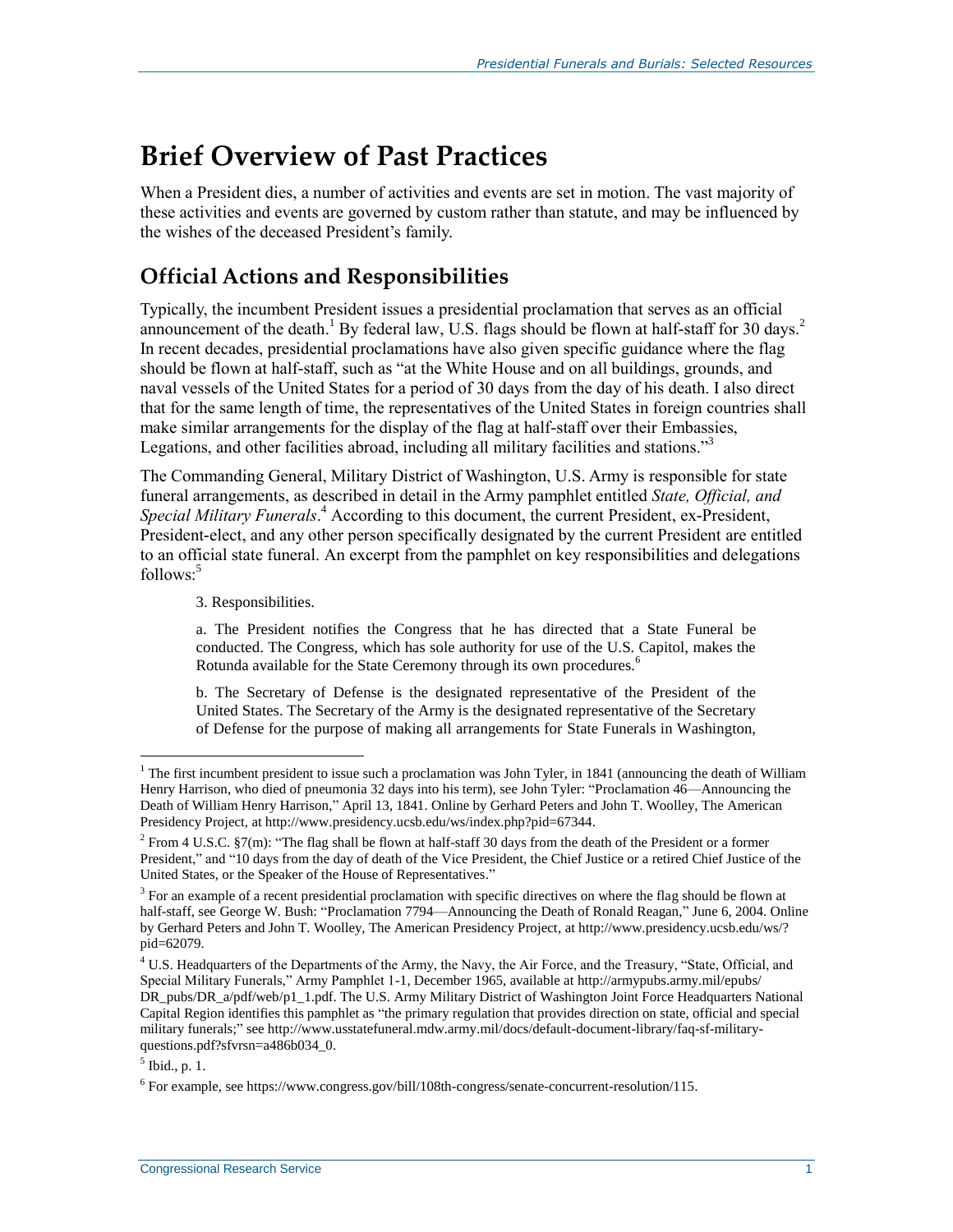# Brief Overview of Past Practices

When a President dies, a number of activities and events are set in motion. The vast majority of these activities and events are governed by custom rather than statute, and may be influenced by the wishes of the deceased President's family.

## Official Actions and Responsibilities

Typically, the incumbent President issues a presidential proclamation that serves as an official announcement of the death.[1] By federal law, U.S. flags should be flown at half-staff for 30 days.[2] In recent decades, presidential proclamations have also given specific guidance where the flag should be flown at half-staff, such as "at the White House and on all buildings, grounds, and naval vessels of the United States for a period of 30 days from the day of his death. I also direct that for the same length of time, the representatives of the United States in foreign countries shall make similar arrangements for the display of the flag at half-staff over their Embassies, Legations, and other facilities abroad, including all military facilities and stations."[3]

The Commanding General, Military District of Washington, U.S. Army is responsible for state funeral arrangements, as described in detail in the Army pamphlet entitled *State, Official, and Special Military Funerals*.[4] According to this document, the current President, ex-President, President-elect, and any other person specifically designated by the current President are entitled to an official state funeral. An excerpt from the pamphlet on key responsibilities and delegations follows:[5]

> 3. Responsibilities.
>
> a. The President notifies the Congress that he has directed that a State Funeral be conducted. The Congress, which has sole authority for use of the U.S. Capitol, makes the Rotunda available for the State Ceremony through its own procedures.[6]
>
> b. The Secretary of Defense is the designated representative of the President of the United States. The Secretary of the Army is the designated representative of the Secretary of Defense for the purpose of making all arrangements for State Funerals in Washington,

---

[1] The first incumbent president to issue such a proclamation was John Tyler, in 1841 (announcing the death of William Henry Harrison, who died of pneumonia 32 days into his term), see John Tyler: "Proclamation 46—Announcing the Death of William Henry Harrison," April 13, 1841. Online by Gerhard Peters and John T. Woolley, The American Presidency Project, at http://www.presidency.ucsb.edu/ws/index.php?pid=67344.

[2] From 4 U.S.C. §7(m): "The flag shall be flown at half-staff 30 days from the death of the President or a former President," and "10 days from the day of death of the Vice President, the Chief Justice or a retired Chief Justice of the United States, or the Speaker of the House of Representatives."

[3] For an example of a recent presidential proclamation with specific directives on where the flag should be flown at half-staff, see George W. Bush: "Proclamation 7794—Announcing the Death of Ronald Reagan," June 6, 2004. Online by Gerhard Peters and John T. Woolley, The American Presidency Project, at http://www.presidency.ucsb.edu/ws/?pid=62079.

[4] U.S. Headquarters of the Departments of the Army, the Navy, the Air Force, and the Treasury, "State, Official, and Special Military Funerals," Army Pamphlet 1-1, December 1965, available at http://armypubs.army.mil/epubs/DR_pubs/DR_a/pdf/web/p1_1.pdf. The U.S. Army Military District of Washington Joint Force Headquarters National Capital Region identifies this pamphlet as "the primary regulation that provides direction on state, official and special military funerals;" see http://www.usstatefuneral.mdw.army.mil/docs/default-document-library/faq-sf-military-questions.pdf?sfvrsn=a486b034_0.

[5] Ibid., p. 1.

[6] For example, see https://www.congress.gov/bill/108th-congress/senate-concurrent-resolution/115.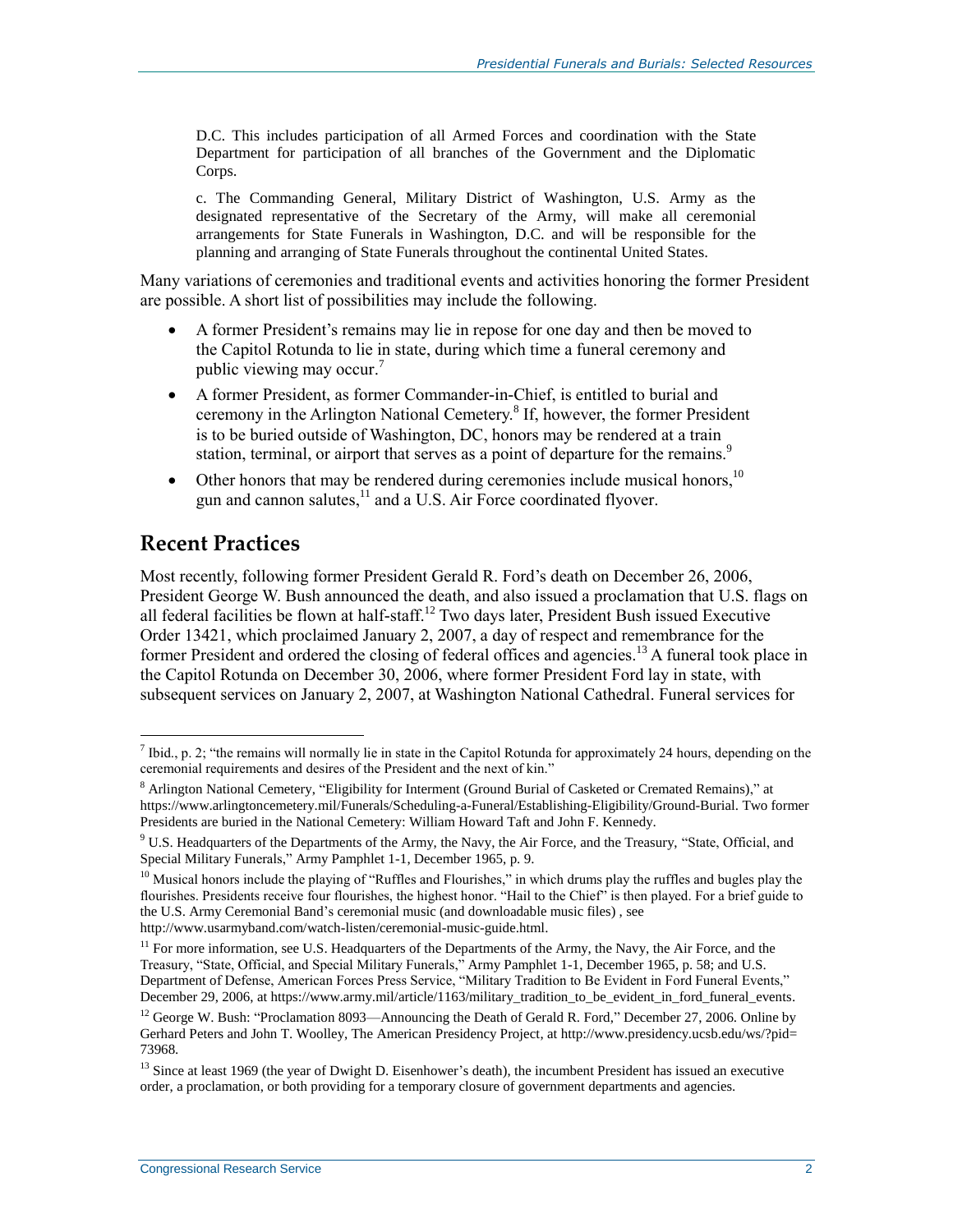D.C. This includes participation of all Armed Forces and coordination with the State Department for participation of all branches of the Government and the Diplomatic Corps.

c. The Commanding General, Military District of Washington, U.S. Army as the designated representative of the Secretary of the Army, will make all ceremonial arrangements for State Funerals in Washington, D.C. and will be responsible for the planning and arranging of State Funerals throughout the continental United States.

Many variations of ceremonies and traditional events and activities honoring the former President are possible. A short list of possibilities may include the following.

- A former President's remains may lie in repose for one day and then be moved to the Capitol Rotunda to lie in state, during which time a funeral ceremony and public viewing may occur.[7]
- A former President, as former Commander-in-Chief, is entitled to burial and ceremony in the Arlington National Cemetery.[8] If, however, the former President is to be buried outside of Washington, DC, honors may be rendered at a train station, terminal, or airport that serves as a point of departure for the remains.[9]
- Other honors that may be rendered during ceremonies include musical honors,[10] gun and cannon salutes,[11] and a U.S. Air Force coordinated flyover.

## Recent Practices

Most recently, following former President Gerald R. Ford's death on December 26, 2006, President George W. Bush announced the death, and also issued a proclamation that U.S. flags on all federal facilities be flown at half-staff.[12] Two days later, President Bush issued Executive Order 13421, which proclaimed January 2, 2007, a day of respect and remembrance for the former President and ordered the closing of federal offices and agencies.[13] A funeral took place in the Capitol Rotunda on December 30, 2006, where former President Ford lay in state, with subsequent services on January 2, 2007, at Washington National Cathedral. Funeral services for

---

[7] Ibid., p. 2; "the remains will normally lie in state in the Capitol Rotunda for approximately 24 hours, depending on the ceremonial requirements and desires of the President and the next of kin."

[8] Arlington National Cemetery, "Eligibility for Interment (Ground Burial of Casketed or Cremated Remains)," at https://www.arlingtoncemetery.mil/Funerals/Scheduling-a-Funeral/Establishing-Eligibility/Ground-Burial. Two former Presidents are buried in the National Cemetery: William Howard Taft and John F. Kennedy.

[9] U.S. Headquarters of the Departments of the Army, the Navy, the Air Force, and the Treasury, "State, Official, and Special Military Funerals," Army Pamphlet 1-1, December 1965, p. 9.

[10] Musical honors include the playing of "Ruffles and Flourishes," in which drums play the ruffles and bugles play the flourishes. Presidents receive four flourishes, the highest honor. "Hail to the Chief" is then played. For a brief guide to the U.S. Army Ceremonial Band's ceremonial music (and downloadable music files) , see http://www.usarmyband.com/watch-listen/ceremonial-music-guide.html.

[11] For more information, see U.S. Headquarters of the Departments of the Army, the Navy, the Air Force, and the Treasury, "State, Official, and Special Military Funerals," Army Pamphlet 1-1, December 1965, p. 58; and U.S. Department of Defense, American Forces Press Service, "Military Tradition to Be Evident in Ford Funeral Events," December 29, 2006, at https://www.army.mil/article/1163/military_tradition_to_be_evident_in_ford_funeral_events.

[12] George W. Bush: "Proclamation 8093—Announcing the Death of Gerald R. Ford," December 27, 2006. Online by Gerhard Peters and John T. Woolley, The American Presidency Project, at http://www.presidency.ucsb.edu/ws/?pid=73968.

[13] Since at least 1969 (the year of Dwight D. Eisenhower's death), the incumbent President has issued an executive order, a proclamation, or both providing for a temporary closure of government departments and agencies.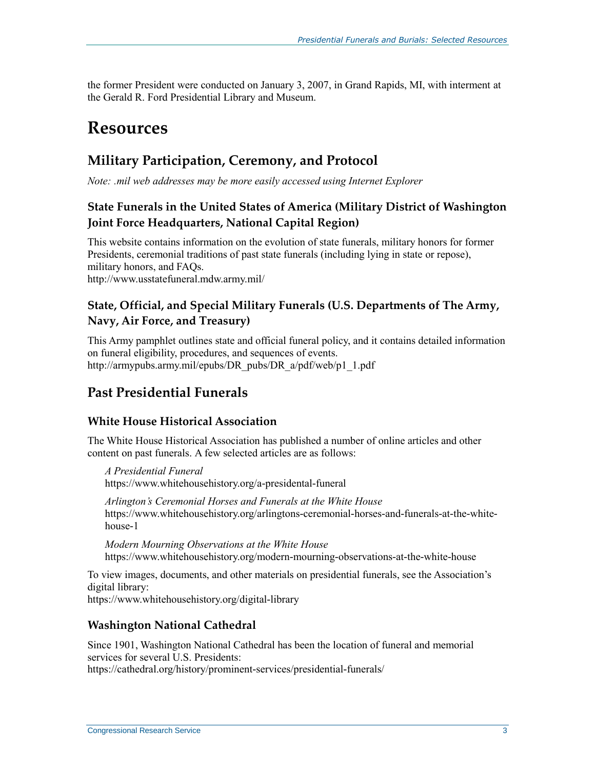the former President were conducted on January 3, 2007, in Grand Rapids, MI, with interment at the Gerald R. Ford Presidential Library and Museum.

# Resources

## Military Participation, Ceremony, and Protocol

*Note: .mil web addresses may be more easily accessed using Internet Explorer*

### State Funerals in the United States of America (Military District of Washington Joint Force Headquarters, National Capital Region)

This website contains information on the evolution of state funerals, military honors for former Presidents, ceremonial traditions of past state funerals (including lying in state or repose), military honors, and FAQs.
http://www.usstatefuneral.mdw.army.mil/

### State, Official, and Special Military Funerals (U.S. Departments of The Army, Navy, Air Force, and Treasury)

This Army pamphlet outlines state and official funeral policy, and it contains detailed information on funeral eligibility, procedures, and sequences of events.
http://armypubs.army.mil/epubs/DR_pubs/DR_a/pdf/web/p1_1.pdf

## Past Presidential Funerals

### White House Historical Association

The White House Historical Association has published a number of online articles and other content on past funerals. A few selected articles are as follows:

> *A Presidential Funeral*
> https://www.whitehousehistory.org/a-presidental-funeral
>
> *Arlington's Ceremonial Horses and Funerals at the White House*
> https://www.whitehousehistory.org/arlingtons-ceremonial-horses-and-funerals-at-the-white-house-1
>
> *Modern Mourning Observations at the White House*
> https://www.whitehousehistory.org/modern-mourning-observations-at-the-white-house

To view images, documents, and other materials on presidential funerals, see the Association's digital library:
https://www.whitehousehistory.org/digital-library

### Washington National Cathedral

Since 1901, Washington National Cathedral has been the location of funeral and memorial services for several U.S. Presidents:
https://cathedral.org/history/prominent-services/presidential-funerals/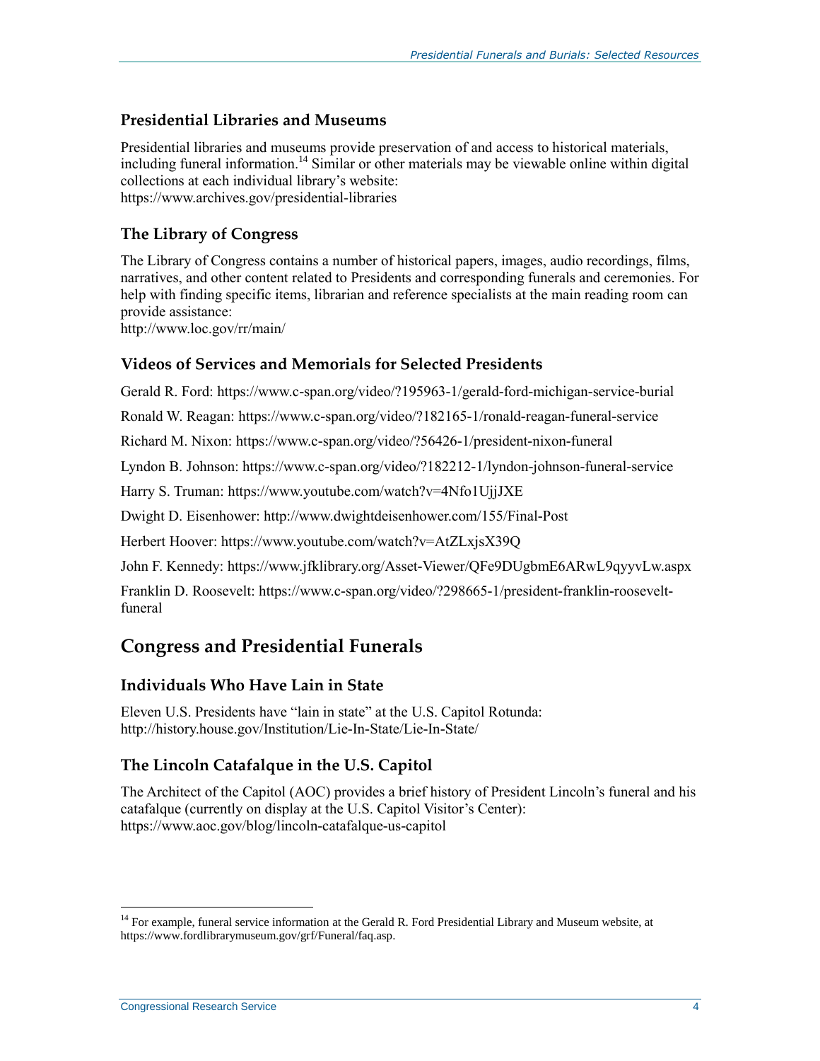### Presidential Libraries and Museums

Presidential libraries and museums provide preservation of and access to historical materials, including funeral information.[14] Similar or other materials may be viewable online within digital collections at each individual library's website:
https://www.archives.gov/presidential-libraries

### The Library of Congress

The Library of Congress contains a number of historical papers, images, audio recordings, films, narratives, and other content related to Presidents and corresponding funerals and ceremonies. For help with finding specific items, librarian and reference specialists at the main reading room can provide assistance:
http://www.loc.gov/rr/main/

### Videos of Services and Memorials for Selected Presidents

Gerald R. Ford: https://www.c-span.org/video/?195963-1/gerald-ford-michigan-service-burial

Ronald W. Reagan: https://www.c-span.org/video/?182165-1/ronald-reagan-funeral-service

Richard M. Nixon: https://www.c-span.org/video/?56426-1/president-nixon-funeral

Lyndon B. Johnson: https://www.c-span.org/video/?182212-1/lyndon-johnson-funeral-service

Harry S. Truman: https://www.youtube.com/watch?v=4Nfo1UjjJXE

Dwight D. Eisenhower: http://www.dwightdeisenhower.com/155/Final-Post

Herbert Hoover: https://www.youtube.com/watch?v=AtZLxjsX39Q

John F. Kennedy: https://www.jfklibrary.org/Asset-Viewer/QFe9DUgbmE6ARwL9qyyvLw.aspx

Franklin D. Roosevelt: https://www.c-span.org/video/?298665-1/president-franklin-roosevelt-funeral

## Congress and Presidential Funerals

### Individuals Who Have Lain in State

Eleven U.S. Presidents have "lain in state" at the U.S. Capitol Rotunda:
http://history.house.gov/Institution/Lie-In-State/Lie-In-State/

### The Lincoln Catafalque in the U.S. Capitol

The Architect of the Capitol (AOC) provides a brief history of President Lincoln's funeral and his catafalque (currently on display at the U.S. Capitol Visitor's Center):
https://www.aoc.gov/blog/lincoln-catafalque-us-capitol

---

[14] For example, funeral service information at the Gerald R. Ford Presidential Library and Museum website, at https://www.fordlibrarymuseum.gov/grf/Funeral/faq.asp.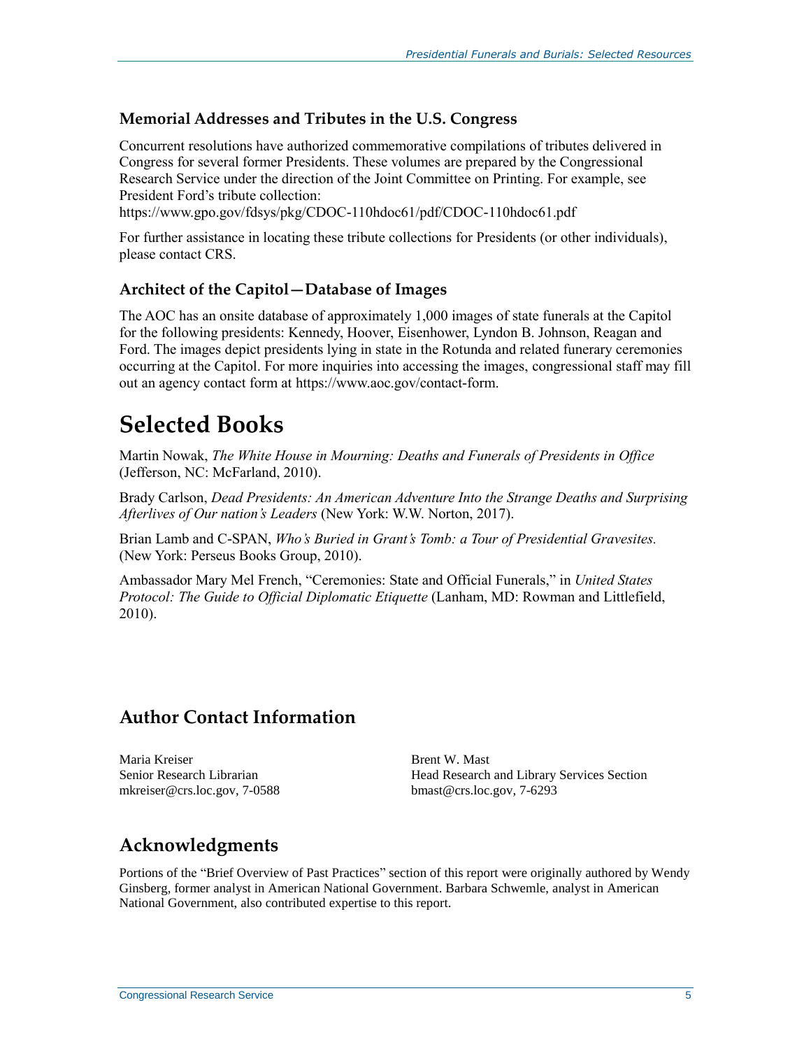### Memorial Addresses and Tributes in the U.S. Congress

Concurrent resolutions have authorized commemorative compilations of tributes delivered in Congress for several former Presidents. These volumes are prepared by the Congressional Research Service under the direction of the Joint Committee on Printing. For example, see President Ford's tribute collection:
https://www.gpo.gov/fdsys/pkg/CDOC-110hdoc61/pdf/CDOC-110hdoc61.pdf

For further assistance in locating these tribute collections for Presidents (or other individuals), please contact CRS.

### Architect of the Capitol—Database of Images

The AOC has an onsite database of approximately 1,000 images of state funerals at the Capitol for the following presidents: Kennedy, Hoover, Eisenhower, Lyndon B. Johnson, Reagan and Ford. The images depict presidents lying in state in the Rotunda and related funerary ceremonies occurring at the Capitol. For more inquiries into accessing the images, congressional staff may fill out an agency contact form at https://www.aoc.gov/contact-form.

# Selected Books

Martin Nowak, *The White House in Mourning: Deaths and Funerals of Presidents in Office* (Jefferson, NC: McFarland, 2010).

Brady Carlson, *Dead Presidents: An American Adventure Into the Strange Deaths and Surprising Afterlives of Our nation's Leaders* (New York: W.W. Norton, 2017).

Brian Lamb and C-SPAN, *Who's Buried in Grant's Tomb: a Tour of Presidential Gravesites.* (New York: Perseus Books Group, 2010).

Ambassador Mary Mel French, "Ceremonies: State and Official Funerals," in *United States Protocol: The Guide to Official Diplomatic Etiquette* (Lanham, MD: Rowman and Littlefield, 2010).

## Author Contact Information

Maria Kreiser
Senior Research Librarian
mkreiser@crs.loc.gov, 7-0588

Brent W. Mast
Head Research and Library Services Section
bmast@crs.loc.gov, 7-6293

## Acknowledgments

Portions of the "Brief Overview of Past Practices" section of this report were originally authored by Wendy Ginsberg, former analyst in American National Government. Barbara Schwemle, analyst in American National Government, also contributed expertise to this report.